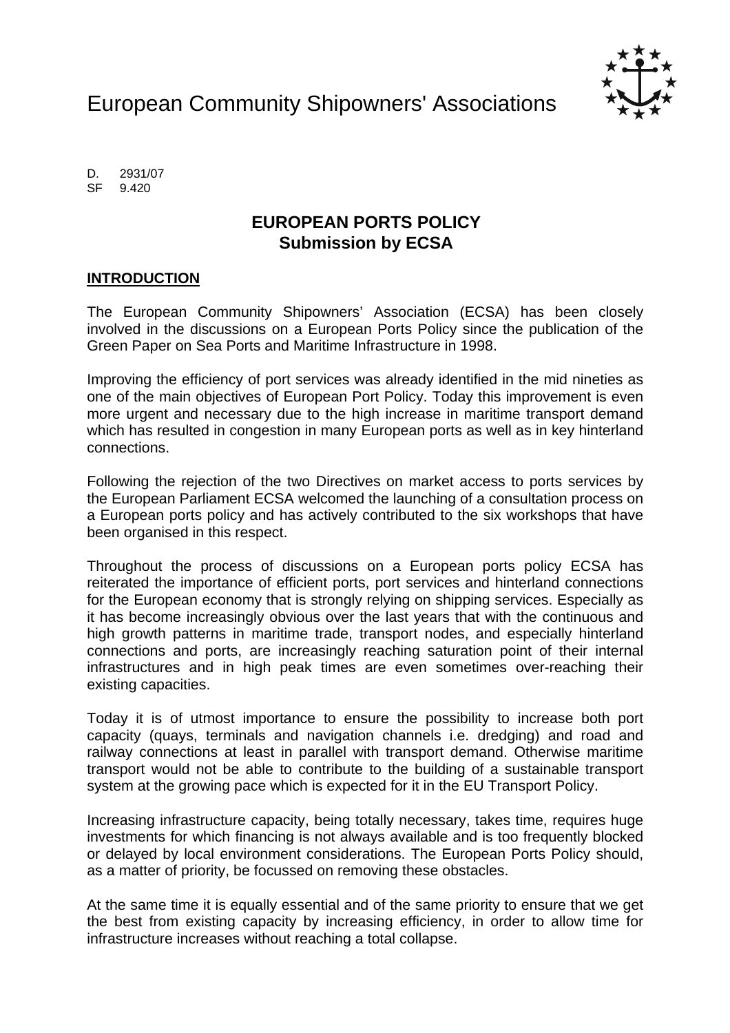European Community Shipowners' Associations

D. 2931/07
SF 9.420

# EUROPEAN PORTS POLICY
## Submission by ECSA

### INTRODUCTION

The European Community Shipowners' Association (ECSA) has been closely involved in the discussions on a European Ports Policy since the publication of the Green Paper on Sea Ports and Maritime Infrastructure in 1998.

Improving the efficiency of port services was already identified in the mid nineties as one of the main objectives of European Port Policy. Today this improvement is even more urgent and necessary due to the high increase in maritime transport demand which has resulted in congestion in many European ports as well as in key hinterland connections.

Following the rejection of the two Directives on market access to ports services by the European Parliament ECSA welcomed the launching of a consultation process on a European ports policy and has actively contributed to the six workshops that have been organised in this respect.

Throughout the process of discussions on a European ports policy ECSA has reiterated the importance of efficient ports, port services and hinterland connections for the European economy that is strongly relying on shipping services. Especially as it has become increasingly obvious over the last years that with the continuous and high growth patterns in maritime trade, transport nodes, and especially hinterland connections and ports, are increasingly reaching saturation point of their internal infrastructures and in high peak times are even sometimes over-reaching their existing capacities.

Today it is of utmost importance to ensure the possibility to increase both port capacity (quays, terminals and navigation channels i.e. dredging) and road and railway connections at least in parallel with transport demand. Otherwise maritime transport would not be able to contribute to the building of a sustainable transport system at the growing pace which is expected for it in the EU Transport Policy.

Increasing infrastructure capacity, being totally necessary, takes time, requires huge investments for which financing is not always available and is too frequently blocked or delayed by local environment considerations. The European Ports Policy should, as a matter of priority, be focussed on removing these obstacles.

At the same time it is equally essential and of the same priority to ensure that we get the best from existing capacity by increasing efficiency, in order to allow time for infrastructure increases without reaching a total collapse.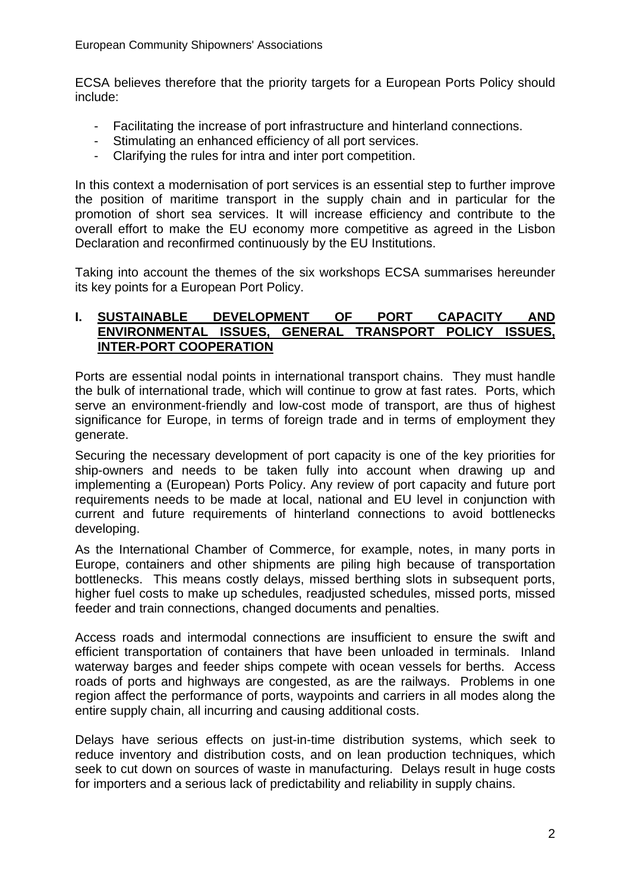ECSA believes therefore that the priority targets for a European Ports Policy should include:

- Facilitating the increase of port infrastructure and hinterland connections.
- Stimulating an enhanced efficiency of all port services.
- Clarifying the rules for intra and inter port competition.

In this context a modernisation of port services is an essential step to further improve the position of maritime transport in the supply chain and in particular for the promotion of short sea services. It will increase efficiency and contribute to the overall effort to make the EU economy more competitive as agreed in the Lisbon Declaration and reconfirmed continuously by the EU Institutions.

Taking into account the themes of the six workshops ECSA summarises hereunder its key points for a European Port Policy.

## I. SUSTAINABLE DEVELOPMENT OF PORT CAPACITY AND ENVIRONMENTAL ISSUES, GENERAL TRANSPORT POLICY ISSUES, INTER-PORT COOPERATION

Ports are essential nodal points in international transport chains. They must handle the bulk of international trade, which will continue to grow at fast rates. Ports, which serve an environment-friendly and low-cost mode of transport, are thus of highest significance for Europe, in terms of foreign trade and in terms of employment they generate.

Securing the necessary development of port capacity is one of the key priorities for ship-owners and needs to be taken fully into account when drawing up and implementing a (European) Ports Policy. Any review of port capacity and future port requirements needs to be made at local, national and EU level in conjunction with current and future requirements of hinterland connections to avoid bottlenecks developing.

As the International Chamber of Commerce, for example, notes, in many ports in Europe, containers and other shipments are piling high because of transportation bottlenecks. This means costly delays, missed berthing slots in subsequent ports, higher fuel costs to make up schedules, readjusted schedules, missed ports, missed feeder and train connections, changed documents and penalties.

Access roads and intermodal connections are insufficient to ensure the swift and efficient transportation of containers that have been unloaded in terminals. Inland waterway barges and feeder ships compete with ocean vessels for berths. Access roads of ports and highways are congested, as are the railways. Problems in one region affect the performance of ports, waypoints and carriers in all modes along the entire supply chain, all incurring and causing additional costs.

Delays have serious effects on just-in-time distribution systems, which seek to reduce inventory and distribution costs, and on lean production techniques, which seek to cut down on sources of waste in manufacturing. Delays result in huge costs for importers and a serious lack of predictability and reliability in supply chains.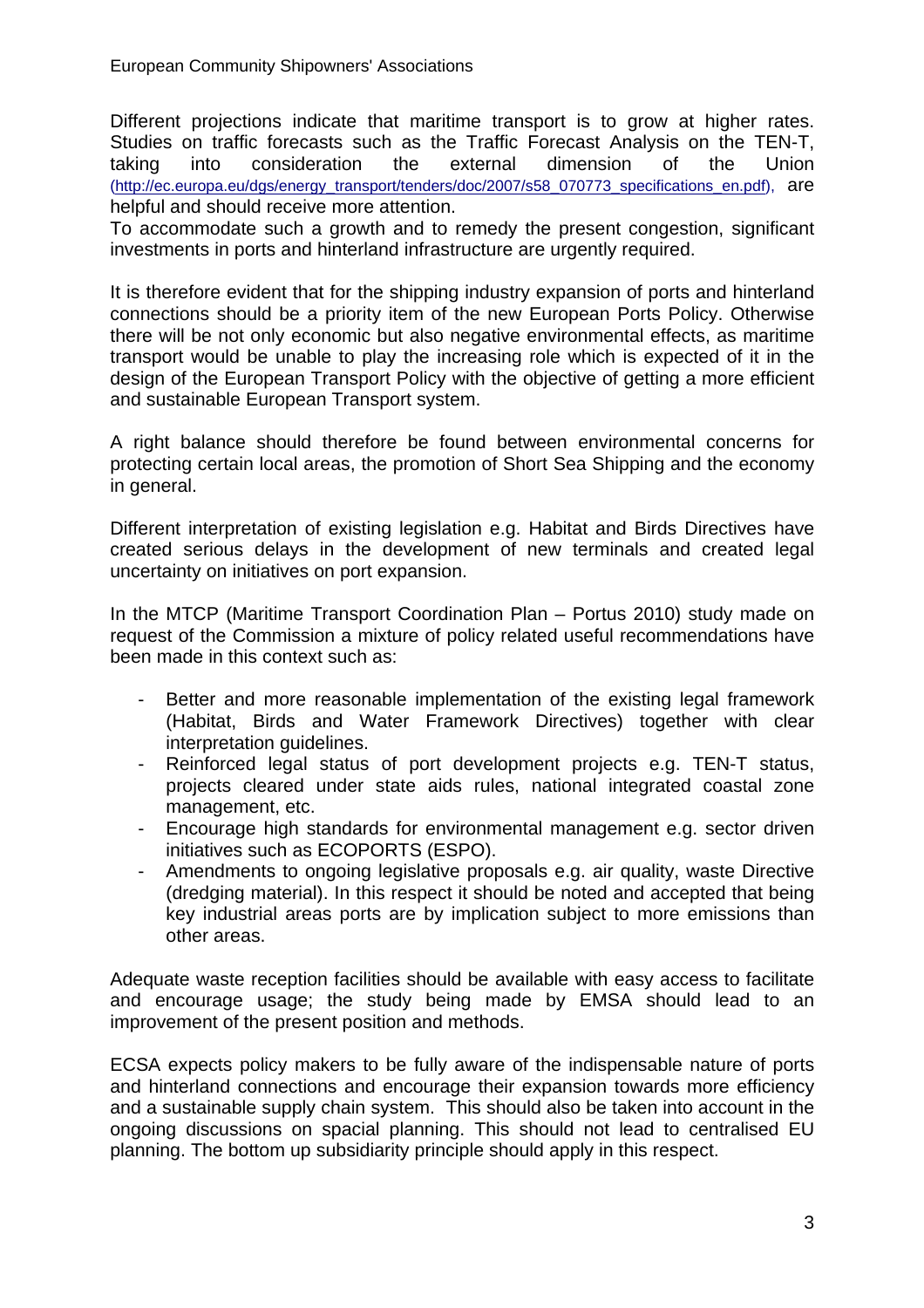Different projections indicate that maritime transport is to grow at higher rates. Studies on traffic forecasts such as the Traffic Forecast Analysis on the TEN-T, taking into consideration the external dimension of the Union (http://ec.europa.eu/dgs/energy_transport/tenders/doc/2007/s58_070773_specifications_en.pdf), are helpful and should receive more attention.
To accommodate such a growth and to remedy the present congestion, significant investments in ports and hinterland infrastructure are urgently required.

It is therefore evident that for the shipping industry expansion of ports and hinterland connections should be a priority item of the new European Ports Policy. Otherwise there will be not only economic but also negative environmental effects, as maritime transport would be unable to play the increasing role which is expected of it in the design of the European Transport Policy with the objective of getting a more efficient and sustainable European Transport system.

A right balance should therefore be found between environmental concerns for protecting certain local areas, the promotion of Short Sea Shipping and the economy in general.

Different interpretation of existing legislation e.g. Habitat and Birds Directives have created serious delays in the development of new terminals and created legal uncertainty on initiatives on port expansion.

In the MTCP (Maritime Transport Coordination Plan – Portus 2010) study made on request of the Commission a mixture of policy related useful recommendations have been made in this context such as:

- Better and more reasonable implementation of the existing legal framework (Habitat, Birds and Water Framework Directives) together with clear interpretation guidelines.
- Reinforced legal status of port development projects e.g. TEN-T status, projects cleared under state aids rules, national integrated coastal zone management, etc.
- Encourage high standards for environmental management e.g. sector driven initiatives such as ECOPORTS (ESPO).
- Amendments to ongoing legislative proposals e.g. air quality, waste Directive (dredging material). In this respect it should be noted and accepted that being key industrial areas ports are by implication subject to more emissions than other areas.

Adequate waste reception facilities should be available with easy access to facilitate and encourage usage; the study being made by EMSA should lead to an improvement of the present position and methods.

ECSA expects policy makers to be fully aware of the indispensable nature of ports and hinterland connections and encourage their expansion towards more efficiency and a sustainable supply chain system. This should also be taken into account in the ongoing discussions on spacial planning. This should not lead to centralised EU planning. The bottom up subsidiarity principle should apply in this respect.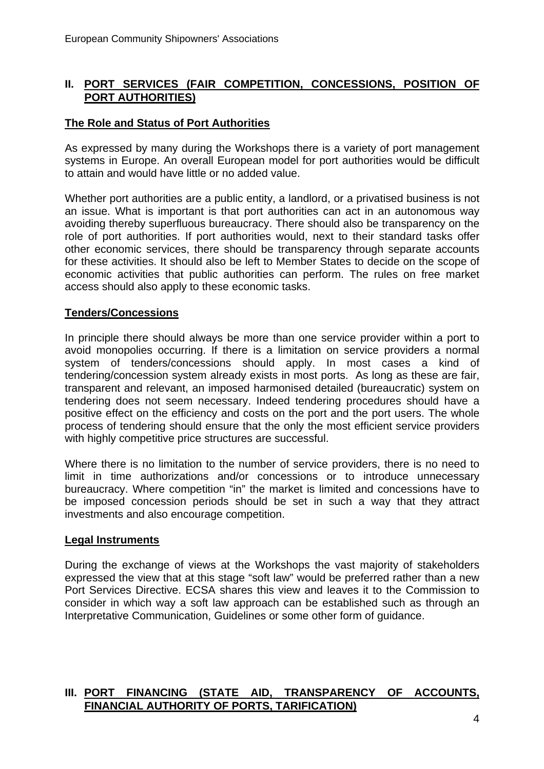## II. PORT SERVICES (FAIR COMPETITION, CONCESSIONS, POSITION OF PORT AUTHORITIES)

### The Role and Status of Port Authorities

As expressed by many during the Workshops there is a variety of port management systems in Europe. An overall European model for port authorities would be difficult to attain and would have little or no added value.

Whether port authorities are a public entity, a landlord, or a privatised business is not an issue. What is important is that port authorities can act in an autonomous way avoiding thereby superfluous bureaucracy. There should also be transparency on the role of port authorities. If port authorities would, next to their standard tasks offer other economic services, there should be transparency through separate accounts for these activities. It should also be left to Member States to decide on the scope of economic activities that public authorities can perform. The rules on free market access should also apply to these economic tasks.

### Tenders/Concessions

In principle there should always be more than one service provider within a port to avoid monopolies occurring. If there is a limitation on service providers a normal system of tenders/concessions should apply. In most cases a kind of tendering/concession system already exists in most ports. As long as these are fair, transparent and relevant, an imposed harmonised detailed (bureaucratic) system on tendering does not seem necessary. Indeed tendering procedures should have a positive effect on the efficiency and costs on the port and the port users. The whole process of tendering should ensure that the only the most efficient service providers with highly competitive price structures are successful.

Where there is no limitation to the number of service providers, there is no need to limit in time authorizations and/or concessions or to introduce unnecessary bureaucracy. Where competition "in" the market is limited and concessions have to be imposed concession periods should be set in such a way that they attract investments and also encourage competition.

### Legal Instruments

During the exchange of views at the Workshops the vast majority of stakeholders expressed the view that at this stage "soft law" would be preferred rather than a new Port Services Directive. ECSA shares this view and leaves it to the Commission to consider in which way a soft law approach can be established such as through an Interpretative Communication, Guidelines or some other form of guidance.

## III. PORT FINANCING (STATE AID, TRANSPARENCY OF ACCOUNTS, FINANCIAL AUTHORITY OF PORTS, TARIFICATION)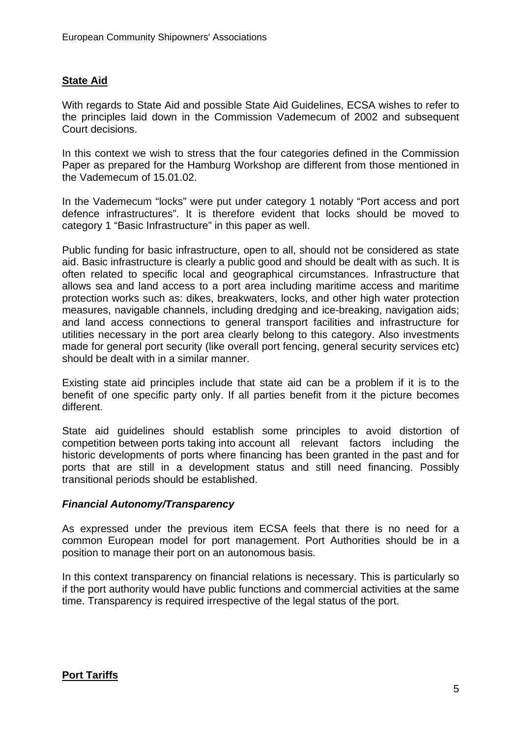## State Aid

With regards to State Aid and possible State Aid Guidelines, ECSA wishes to refer to the principles laid down in the Commission Vademecum of 2002 and subsequent Court decisions.

In this context we wish to stress that the four categories defined in the Commission Paper as prepared for the Hamburg Workshop are different from those mentioned in the Vademecum of 15.01.02.

In the Vademecum "locks" were put under category 1 notably "Port access and port defence infrastructures". It is therefore evident that locks should be moved to category 1 "Basic Infrastructure" in this paper as well.

Public funding for basic infrastructure, open to all, should not be considered as state aid. Basic infrastructure is clearly a public good and should be dealt with as such. It is often related to specific local and geographical circumstances. Infrastructure that allows sea and land access to a port area including maritime access and maritime protection works such as: dikes, breakwaters, locks, and other high water protection measures, navigable channels, including dredging and ice-breaking, navigation aids; and land access connections to general transport facilities and infrastructure for utilities necessary in the port area clearly belong to this category. Also investments made for general port security (like overall port fencing, general security services etc) should be dealt with in a similar manner.

Existing state aid principles include that state aid can be a problem if it is to the benefit of one specific party only. If all parties benefit from it the picture becomes different.

State aid guidelines should establish some principles to avoid distortion of competition between ports taking into account all relevant factors including the historic developments of ports where financing has been granted in the past and for ports that are still in a development status and still need financing. Possibly transitional periods should be established.

### *Financial Autonomy/Transparency*

As expressed under the previous item ECSA feels that there is no need for a common European model for port management. Port Authorities should be in a position to manage their port on an autonomous basis.

In this context transparency on financial relations is necessary. This is particularly so if the port authority would have public functions and commercial activities at the same time. Transparency is required irrespective of the legal status of the port.

## Port Tariffs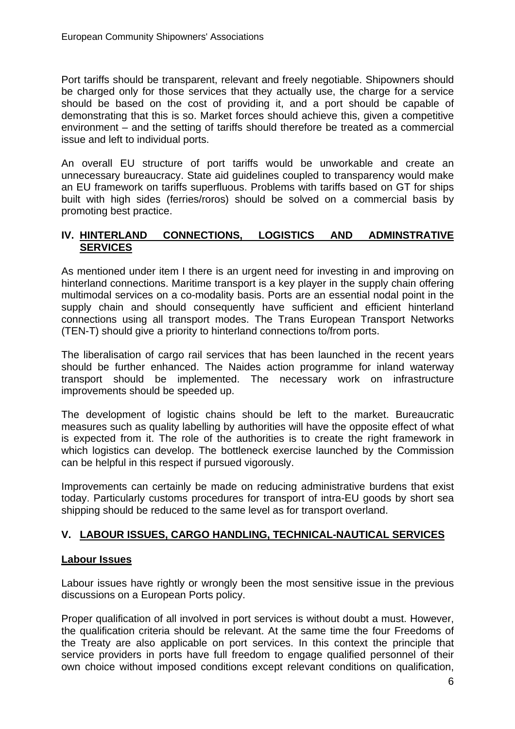Port tariffs should be transparent, relevant and freely negotiable. Shipowners should be charged only for those services that they actually use, the charge for a service should be based on the cost of providing it, and a port should be capable of demonstrating that this is so. Market forces should achieve this, given a competitive environment – and the setting of tariffs should therefore be treated as a commercial issue and left to individual ports.

An overall EU structure of port tariffs would be unworkable and create an unnecessary bureaucracy. State aid guidelines coupled to transparency would make an EU framework on tariffs superfluous. Problems with tariffs based on GT for ships built with high sides (ferries/roros) should be solved on a commercial basis by promoting best practice.

## IV. HINTERLAND CONNECTIONS, LOGISTICS AND ADMINSTRATIVE SERVICES

As mentioned under item I there is an urgent need for investing in and improving on hinterland connections. Maritime transport is a key player in the supply chain offering multimodal services on a co-modality basis. Ports are an essential nodal point in the supply chain and should consequently have sufficient and efficient hinterland connections using all transport modes. The Trans European Transport Networks (TEN-T) should give a priority to hinterland connections to/from ports.

The liberalisation of cargo rail services that has been launched in the recent years should be further enhanced. The Naides action programme for inland waterway transport should be implemented. The necessary work on infrastructure improvements should be speeded up.

The development of logistic chains should be left to the market. Bureaucratic measures such as quality labelling by authorities will have the opposite effect of what is expected from it. The role of the authorities is to create the right framework in which logistics can develop. The bottleneck exercise launched by the Commission can be helpful in this respect if pursued vigorously.

Improvements can certainly be made on reducing administrative burdens that exist today. Particularly customs procedures for transport of intra-EU goods by short sea shipping should be reduced to the same level as for transport overland.

## V. LABOUR ISSUES, CARGO HANDLING, TECHNICAL-NAUTICAL SERVICES

### Labour Issues

Labour issues have rightly or wrongly been the most sensitive issue in the previous discussions on a European Ports policy.

Proper qualification of all involved in port services is without doubt a must. However, the qualification criteria should be relevant. At the same time the four Freedoms of the Treaty are also applicable on port services. In this context the principle that service providers in ports have full freedom to engage qualified personnel of their own choice without imposed conditions except relevant conditions on qualification,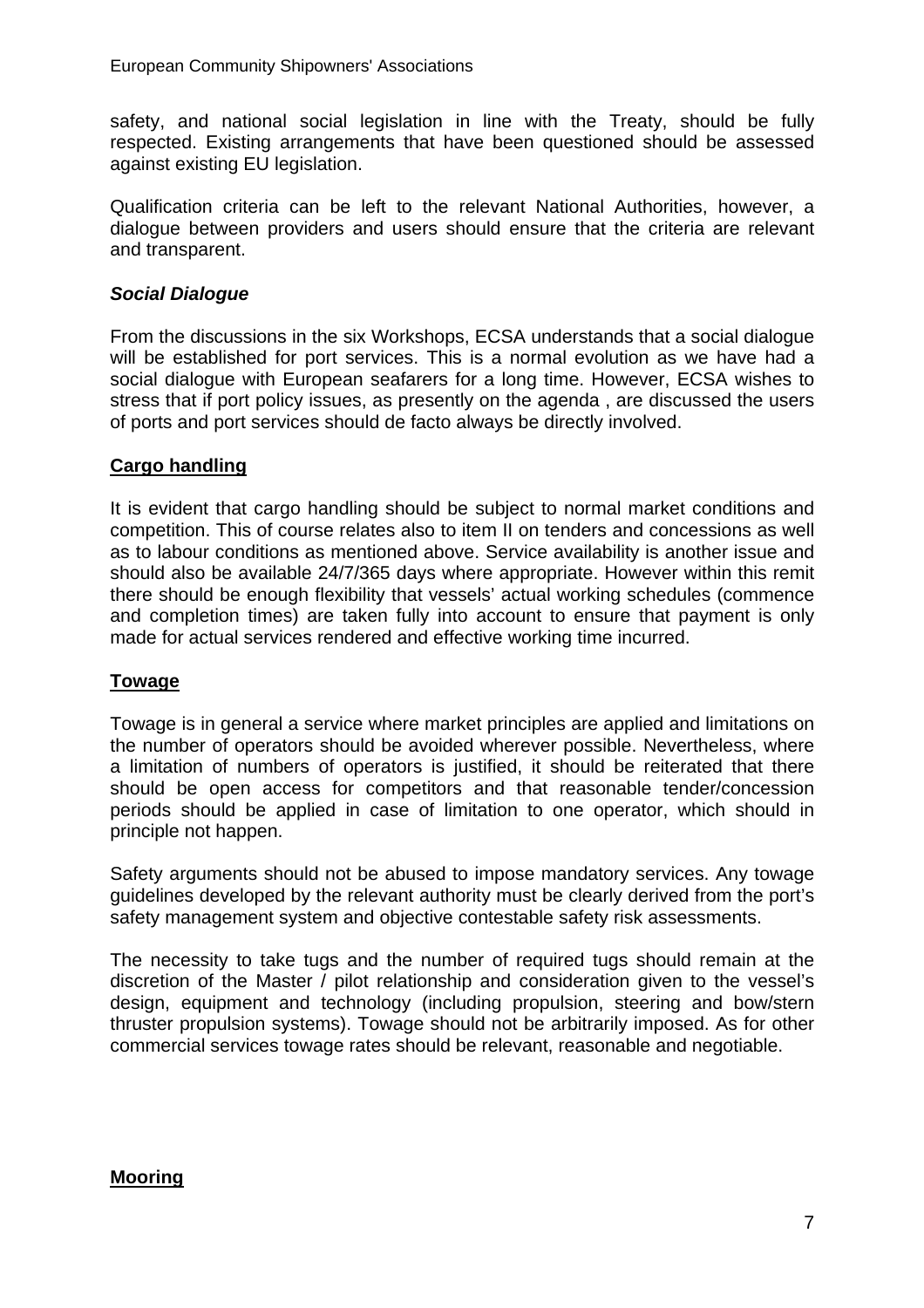safety, and national social legislation in line with the Treaty, should be fully respected. Existing arrangements that have been questioned should be assessed against existing EU legislation.

Qualification criteria can be left to the relevant National Authorities, however, a dialogue between providers and users should ensure that the criteria are relevant and transparent.

***Social Dialogue***

From the discussions in the six Workshops, ECSA understands that a social dialogue will be established for port services. This is a normal evolution as we have had a social dialogue with European seafarers for a long time. However, ECSA wishes to stress that if port policy issues, as presently on the agenda , are discussed the users of ports and port services should de facto always be directly involved.

**Cargo handling**

It is evident that cargo handling should be subject to normal market conditions and competition. This of course relates also to item II on tenders and concessions as well as to labour conditions as mentioned above. Service availability is another issue and should also be available 24/7/365 days where appropriate. However within this remit there should be enough flexibility that vessels' actual working schedules (commence and completion times) are taken fully into account to ensure that payment is only made for actual services rendered and effective working time incurred.

**Towage**

Towage is in general a service where market principles are applied and limitations on the number of operators should be avoided wherever possible. Nevertheless, where a limitation of numbers of operators is justified, it should be reiterated that there should be open access for competitors and that reasonable tender/concession periods should be applied in case of limitation to one operator, which should in principle not happen.

Safety arguments should not be abused to impose mandatory services. Any towage guidelines developed by the relevant authority must be clearly derived from the port's safety management system and objective contestable safety risk assessments.

The necessity to take tugs and the number of required tugs should remain at the discretion of the Master / pilot relationship and consideration given to the vessel's design, equipment and technology (including propulsion, steering and bow/stern thruster propulsion systems). Towage should not be arbitrarily imposed. As for other commercial services towage rates should be relevant, reasonable and negotiable.

**Mooring**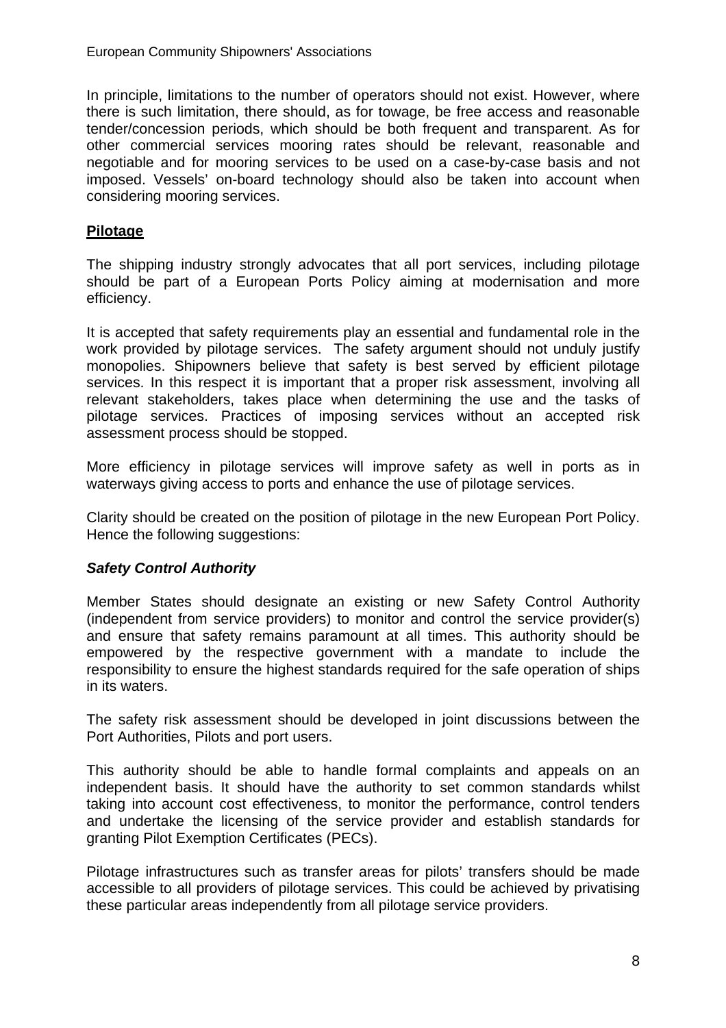In principle, limitations to the number of operators should not exist. However, where there is such limitation, there should, as for towage, be free access and reasonable tender/concession periods, which should be both frequent and transparent. As for other commercial services mooring rates should be relevant, reasonable and negotiable and for mooring services to be used on a case-by-case basis and not imposed. Vessels' on-board technology should also be taken into account when considering mooring services.

## Pilotage

The shipping industry strongly advocates that all port services, including pilotage should be part of a European Ports Policy aiming at modernisation and more efficiency.

It is accepted that safety requirements play an essential and fundamental role in the work provided by pilotage services. The safety argument should not unduly justify monopolies. Shipowners believe that safety is best served by efficient pilotage services. In this respect it is important that a proper risk assessment, involving all relevant stakeholders, takes place when determining the use and the tasks of pilotage services. Practices of imposing services without an accepted risk assessment process should be stopped.

More efficiency in pilotage services will improve safety as well in ports as in waterways giving access to ports and enhance the use of pilotage services.

Clarity should be created on the position of pilotage in the new European Port Policy. Hence the following suggestions:

### *Safety Control Authority*

Member States should designate an existing or new Safety Control Authority (independent from service providers) to monitor and control the service provider(s) and ensure that safety remains paramount at all times. This authority should be empowered by the respective government with a mandate to include the responsibility to ensure the highest standards required for the safe operation of ships in its waters.

The safety risk assessment should be developed in joint discussions between the Port Authorities, Pilots and port users.

This authority should be able to handle formal complaints and appeals on an independent basis. It should have the authority to set common standards whilst taking into account cost effectiveness, to monitor the performance, control tenders and undertake the licensing of the service provider and establish standards for granting Pilot Exemption Certificates (PECs).

Pilotage infrastructures such as transfer areas for pilots' transfers should be made accessible to all providers of pilotage services. This could be achieved by privatising these particular areas independently from all pilotage service providers.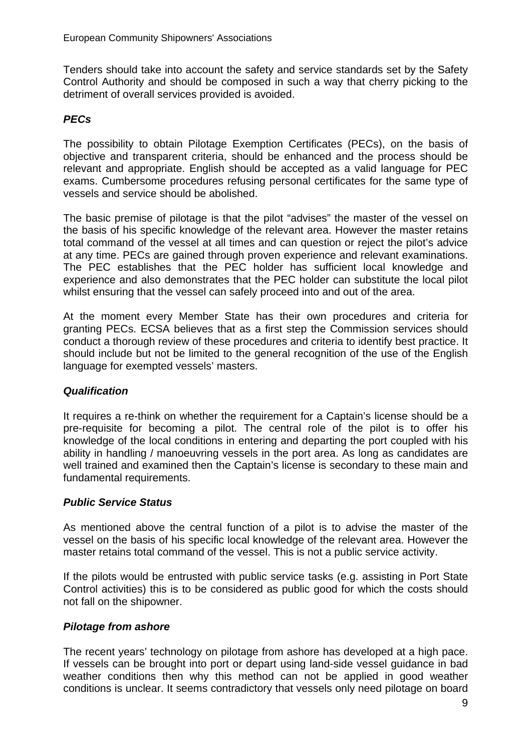Tenders should take into account the safety and service standards set by the Safety Control Authority and should be composed in such a way that cherry picking to the detriment of overall services provided is avoided.

### *PECs*

The possibility to obtain Pilotage Exemption Certificates (PECs), on the basis of objective and transparent criteria, should be enhanced and the process should be relevant and appropriate. English should be accepted as a valid language for PEC exams. Cumbersome procedures refusing personal certificates for the same type of vessels and service should be abolished.

The basic premise of pilotage is that the pilot "advises" the master of the vessel on the basis of his specific knowledge of the relevant area. However the master retains total command of the vessel at all times and can question or reject the pilot's advice at any time. PECs are gained through proven experience and relevant examinations. The PEC establishes that the PEC holder has sufficient local knowledge and experience and also demonstrates that the PEC holder can substitute the local pilot whilst ensuring that the vessel can safely proceed into and out of the area.

At the moment every Member State has their own procedures and criteria for granting PECs. ECSA believes that as a first step the Commission services should conduct a thorough review of these procedures and criteria to identify best practice. It should include but not be limited to the general recognition of the use of the English language for exempted vessels' masters.

### *Qualification*

It requires a re-think on whether the requirement for a Captain's license should be a pre-requisite for becoming a pilot. The central role of the pilot is to offer his knowledge of the local conditions in entering and departing the port coupled with his ability in handling / manoeuvring vessels in the port area. As long as candidates are well trained and examined then the Captain's license is secondary to these main and fundamental requirements.

### *Public Service Status*

As mentioned above the central function of a pilot is to advise the master of the vessel on the basis of his specific local knowledge of the relevant area. However the master retains total command of the vessel. This is not a public service activity.

If the pilots would be entrusted with public service tasks (e.g. assisting in Port State Control activities) this is to be considered as public good for which the costs should not fall on the shipowner.

### *Pilotage from ashore*

The recent years' technology on pilotage from ashore has developed at a high pace. If vessels can be brought into port or depart using land-side vessel guidance in bad weather conditions then why this method can not be applied in good weather conditions is unclear. It seems contradictory that vessels only need pilotage on board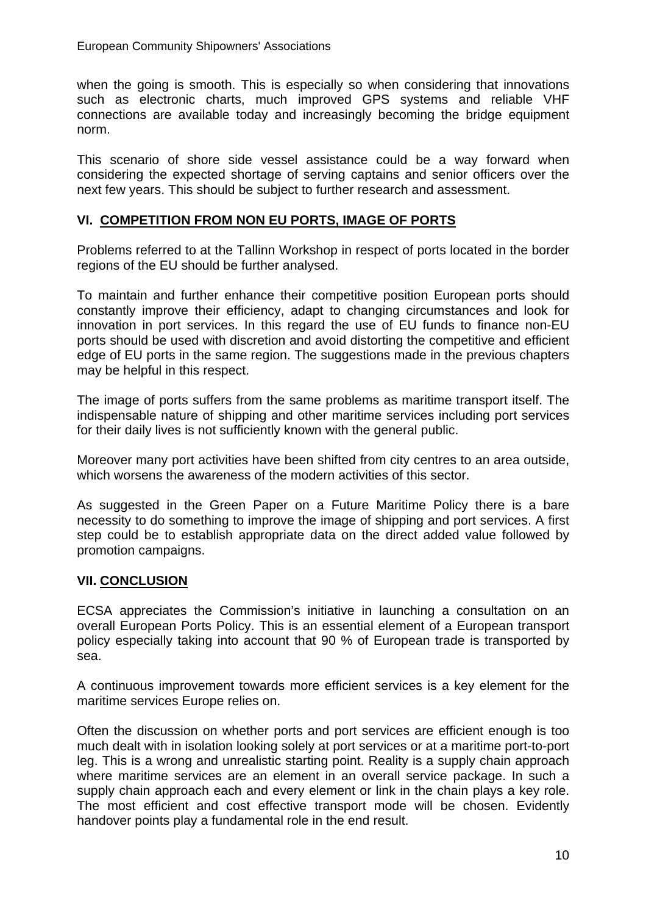when the going is smooth. This is especially so when considering that innovations such as electronic charts, much improved GPS systems and reliable VHF connections are available today and increasingly becoming the bridge equipment norm.

This scenario of shore side vessel assistance could be a way forward when considering the expected shortage of serving captains and senior officers over the next few years. This should be subject to further research and assessment.

## VI. COMPETITION FROM NON EU PORTS, IMAGE OF PORTS

Problems referred to at the Tallinn Workshop in respect of ports located in the border regions of the EU should be further analysed.

To maintain and further enhance their competitive position European ports should constantly improve their efficiency, adapt to changing circumstances and look for innovation in port services. In this regard the use of EU funds to finance non-EU ports should be used with discretion and avoid distorting the competitive and efficient edge of EU ports in the same region. The suggestions made in the previous chapters may be helpful in this respect.

The image of ports suffers from the same problems as maritime transport itself. The indispensable nature of shipping and other maritime services including port services for their daily lives is not sufficiently known with the general public.

Moreover many port activities have been shifted from city centres to an area outside, which worsens the awareness of the modern activities of this sector.

As suggested in the Green Paper on a Future Maritime Policy there is a bare necessity to do something to improve the image of shipping and port services. A first step could be to establish appropriate data on the direct added value followed by promotion campaigns.

## VII. CONCLUSION

ECSA appreciates the Commission's initiative in launching a consultation on an overall European Ports Policy. This is an essential element of a European transport policy especially taking into account that 90 % of European trade is transported by sea.

A continuous improvement towards more efficient services is a key element for the maritime services Europe relies on.

Often the discussion on whether ports and port services are efficient enough is too much dealt with in isolation looking solely at port services or at a maritime port-to-port leg. This is a wrong and unrealistic starting point. Reality is a supply chain approach where maritime services are an element in an overall service package. In such a supply chain approach each and every element or link in the chain plays a key role. The most efficient and cost effective transport mode will be chosen. Evidently handover points play a fundamental role in the end result.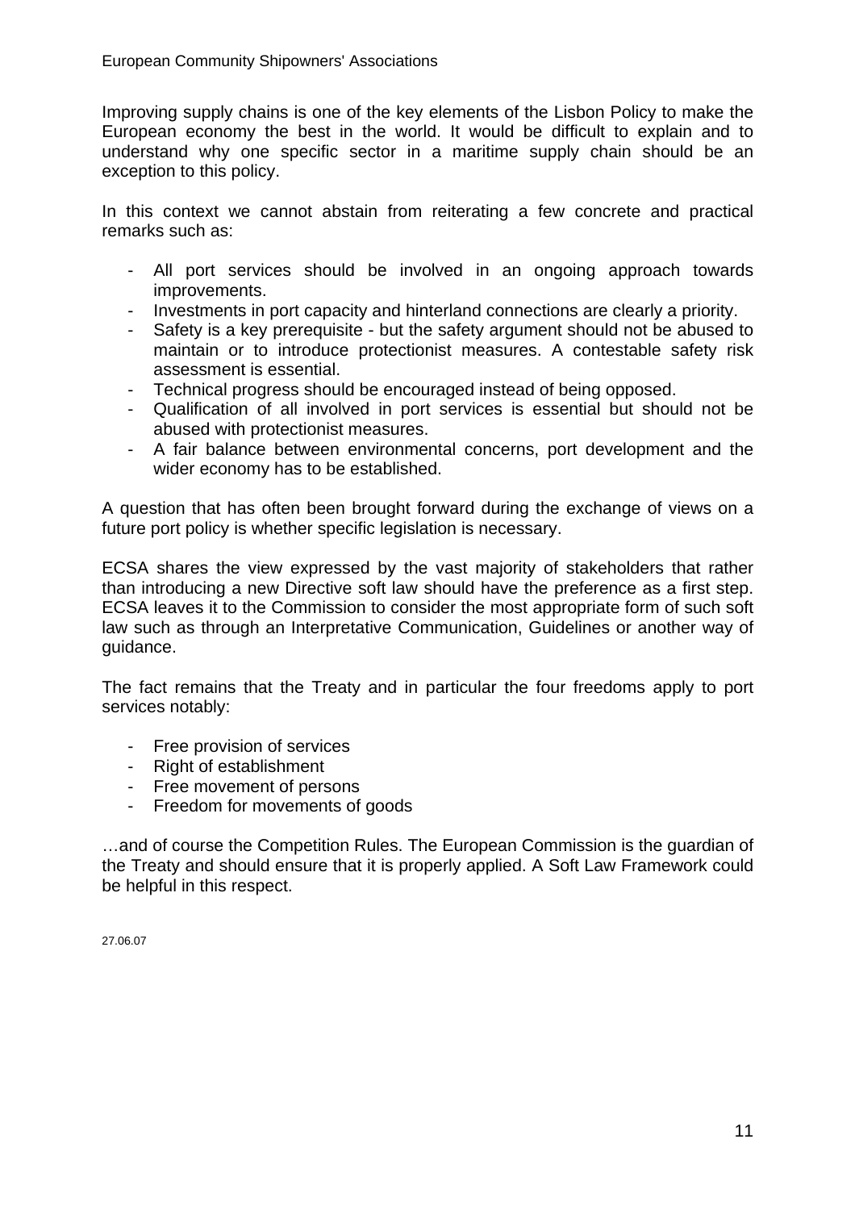Improving supply chains is one of the key elements of the Lisbon Policy to make the European economy the best in the world. It would be difficult to explain and to understand why one specific sector in a maritime supply chain should be an exception to this policy.

In this context we cannot abstain from reiterating a few concrete and practical remarks such as:

- All port services should be involved in an ongoing approach towards improvements.
- Investments in port capacity and hinterland connections are clearly a priority.
- Safety is a key prerequisite - but the safety argument should not be abused to maintain or to introduce protectionist measures. A contestable safety risk assessment is essential.
- Technical progress should be encouraged instead of being opposed.
- Qualification of all involved in port services is essential but should not be abused with protectionist measures.
- A fair balance between environmental concerns, port development and the wider economy has to be established.

A question that has often been brought forward during the exchange of views on a future port policy is whether specific legislation is necessary.

ECSA shares the view expressed by the vast majority of stakeholders that rather than introducing a new Directive soft law should have the preference as a first step. ECSA leaves it to the Commission to consider the most appropriate form of such soft law such as through an Interpretative Communication, Guidelines or another way of guidance.

The fact remains that the Treaty and in particular the four freedoms apply to port services notably:

- Free provision of services
- Right of establishment
- Free movement of persons
- Freedom for movements of goods

…and of course the Competition Rules. The European Commission is the guardian of the Treaty and should ensure that it is properly applied. A Soft Law Framework could be helpful in this respect.

27.06.07